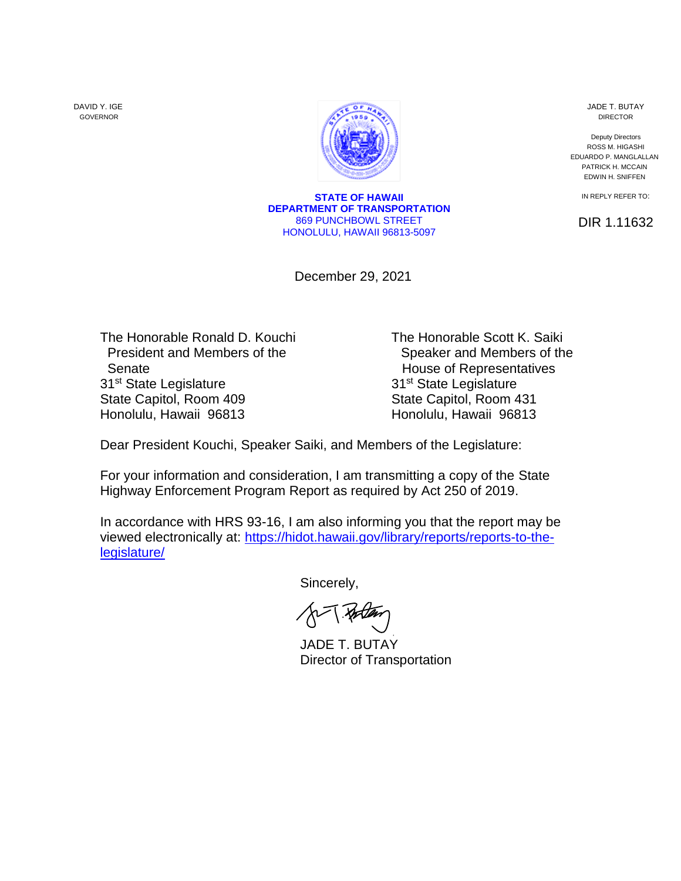DAVID Y. IGE
GOVERNOR

JADE T. BUTAY
DIRECTOR

Deputy Directors
ROSS M. HIGASHI
EDUARDO P. MANGLALLAN
PATRICK H. MCCAIN
EDWIN H. SNIFFEN

**STATE OF HAWAII**
**DEPARTMENT OF TRANSPORTATION**
869 PUNCHBOWL STREET
HONOLULU, HAWAII 96813-5097

IN REPLY REFER TO:

DIR 1.11632

December 29, 2021

The Honorable Ronald D. Kouchi
President and Members of the Senate
31st State Legislature
State Capitol, Room 409
Honolulu, Hawaii 96813

The Honorable Scott K. Saiki
Speaker and Members of the House of Representatives
31st State Legislature
State Capitol, Room 431
Honolulu, Hawaii 96813

Dear President Kouchi, Speaker Saiki, and Members of the Legislature:

For your information and consideration, I am transmitting a copy of the State Highway Enforcement Program Report as required by Act 250 of 2019.

In accordance with HRS 93-16, I am also informing you that the report may be viewed electronically at: https://hidot.hawaii.gov/library/reports/reports-to-the-legislature/

Sincerely,

JADE T. BUTAY
Director of Transportation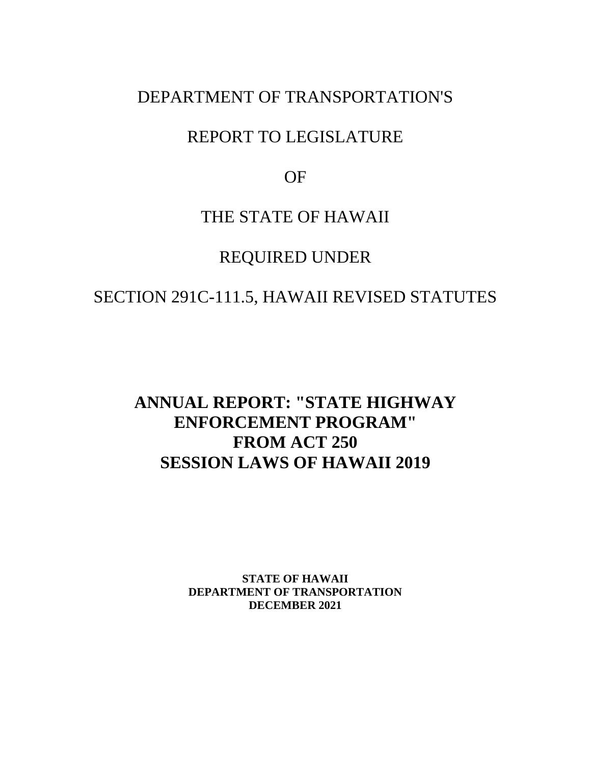DEPARTMENT OF TRANSPORTATION'S

REPORT TO LEGISLATURE

OF

THE STATE OF HAWAII

REQUIRED UNDER

SECTION 291C-111.5, HAWAII REVISED STATUTES

# ANNUAL REPORT: "STATE HIGHWAY ENFORCEMENT PROGRAM" FROM ACT 250 SESSION LAWS OF HAWAII 2019

**STATE OF HAWAII**
**DEPARTMENT OF TRANSPORTATION**
**DECEMBER 2021**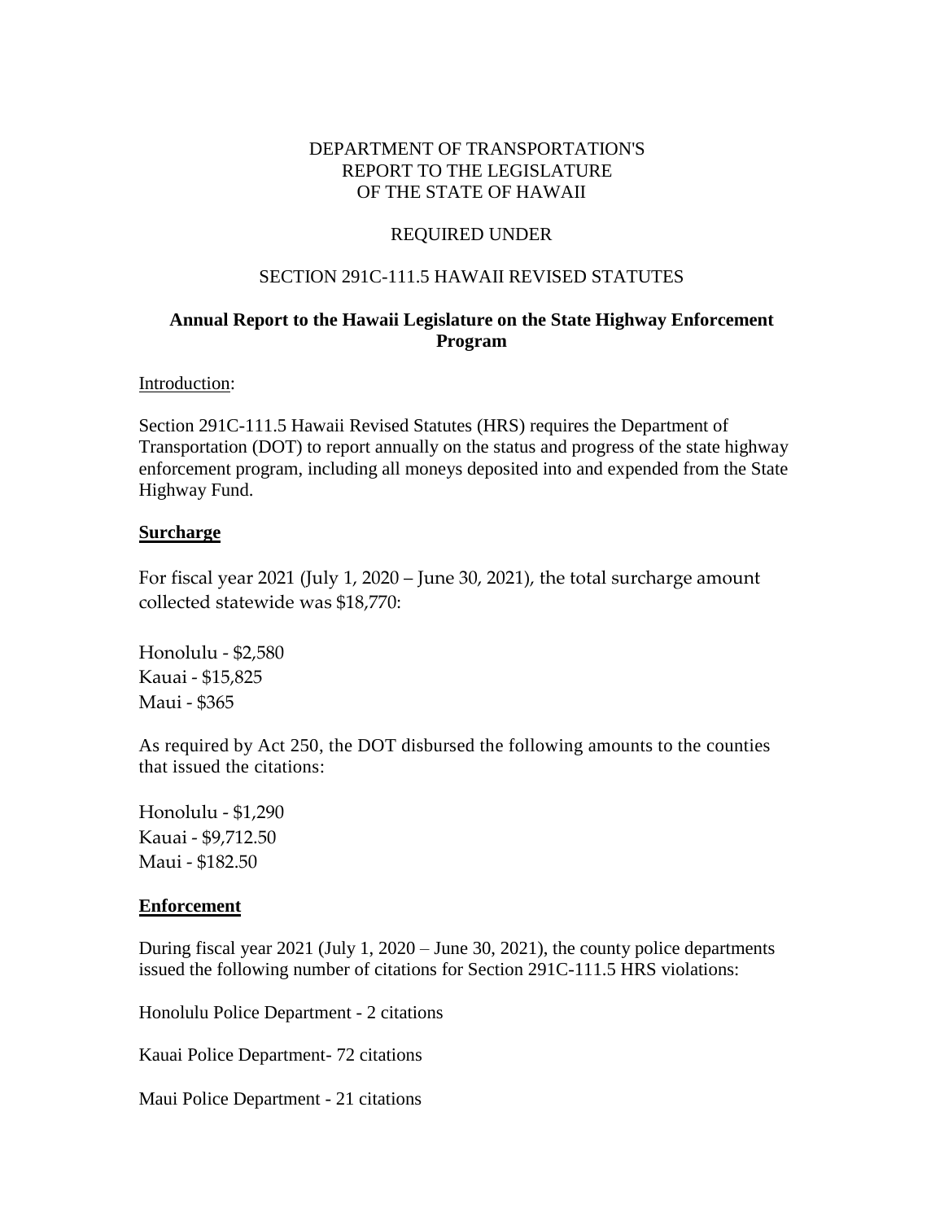DEPARTMENT OF TRANSPORTATION'S
REPORT TO THE LEGISLATURE
OF THE STATE OF HAWAII

REQUIRED UNDER

SECTION 291C-111.5 HAWAII REVISED STATUTES

## Annual Report to the Hawaii Legislature on the State Highway Enforcement Program

Introduction:

Section 291C-111.5 Hawaii Revised Statutes (HRS) requires the Department of Transportation (DOT) to report annually on the status and progress of the state highway enforcement program, including all moneys deposited into and expended from the State Highway Fund.

### Surcharge

For fiscal year 2021 (July 1, 2020 – June 30, 2021), the total surcharge amount collected statewide was $18,770:

Honolulu - $2,580
Kauai - $15,825
Maui - $365

As required by Act 250, the DOT disbursed the following amounts to the counties that issued the citations:

Honolulu - $1,290
Kauai - $9,712.50
Maui - $182.50

### Enforcement

During fiscal year 2021 (July 1, 2020 – June 30, 2021), the county police departments issued the following number of citations for Section 291C-111.5 HRS violations:

Honolulu Police Department - 2 citations

Kauai Police Department- 72 citations

Maui Police Department - 21 citations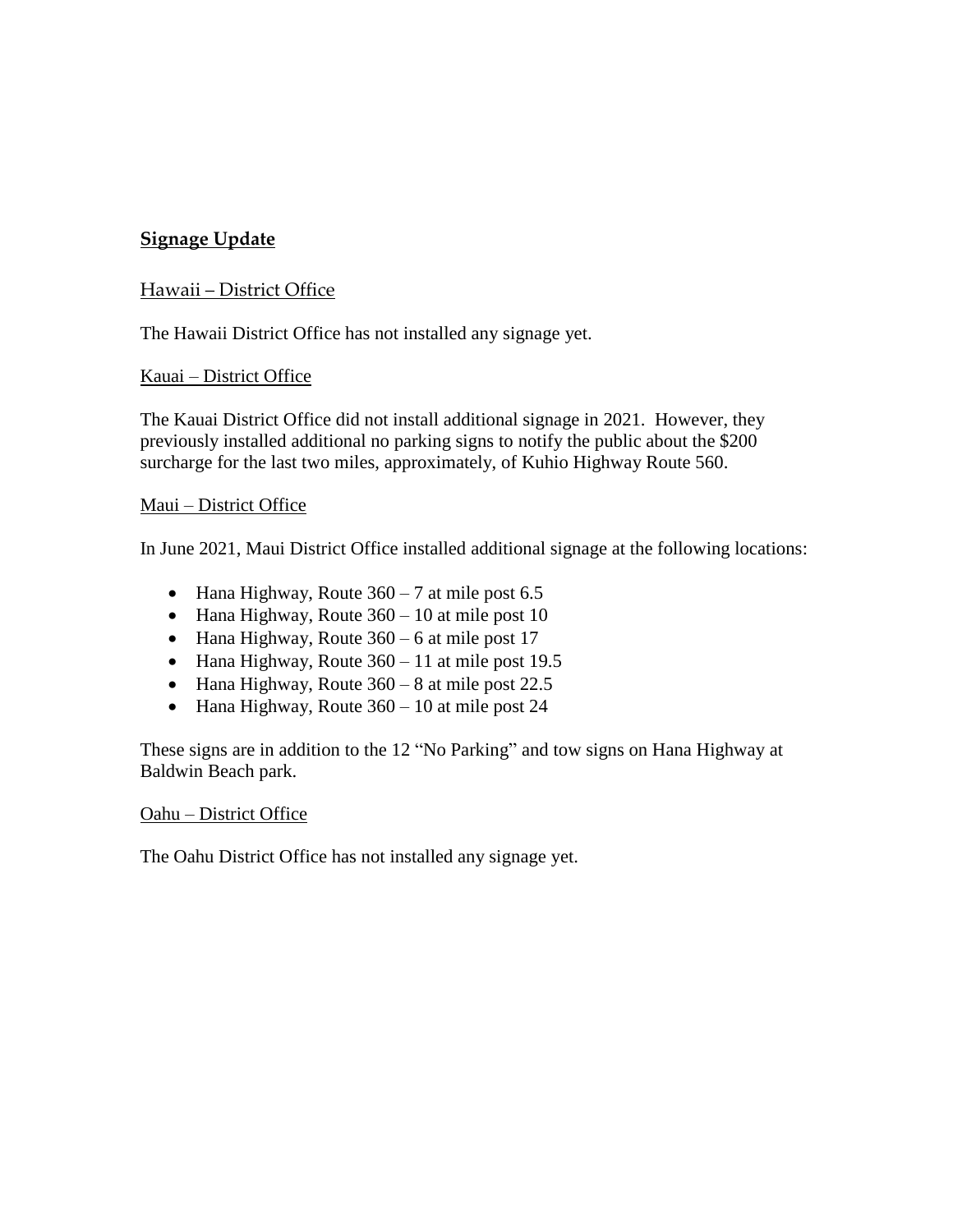## **Signage Update**

### Hawaii – District Office

The Hawaii District Office has not installed any signage yet.

### Kauai – District Office

The Kauai District Office did not install additional signage in 2021. However, they previously installed additional no parking signs to notify the public about the $200 surcharge for the last two miles, approximately, of Kuhio Highway Route 560.

### Maui – District Office

In June 2021, Maui District Office installed additional signage at the following locations:

- Hana Highway, Route 360 – 7 at mile post 6.5
- Hana Highway, Route 360 – 10 at mile post 10
- Hana Highway, Route 360 – 6 at mile post 17
- Hana Highway, Route 360 – 11 at mile post 19.5
- Hana Highway, Route 360 – 8 at mile post 22.5
- Hana Highway, Route 360 – 10 at mile post 24

These signs are in addition to the 12 "No Parking" and tow signs on Hana Highway at Baldwin Beach park.

### Oahu – District Office

The Oahu District Office has not installed any signage yet.